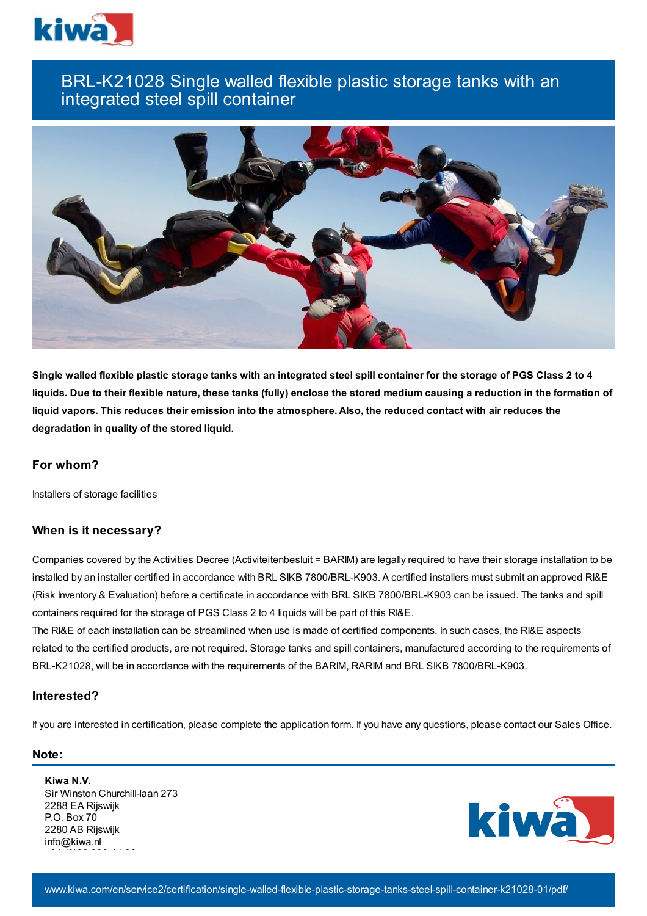# BRL-K21028 Single walled flexible plastic storage tanks with an integrated steel spill container

**Single walled flexible plastic storage tanks with an integrated steel spill container for the storage of PGS Class 2 to 4 liquids. Due to their flexible nature, these tanks (fully) enclose the stored medium causing a reduction in the formation of liquid vapors. This reduces their emission into the atmosphere. Also, the reduced contact with air reduces the degradation in quality of the stored liquid.**

## For whom?

Installers of storage facilities

## When is it necessary?

Companies covered by the Activities Decree (Activiteitenbesluit = BARIM) are legally required to have their storage installation to be installed by an installer certified in accordance with BRL SIKB 7800/BRL-K903. A certified installers must submit an approved RI&E (Risk Inventory & Evaluation) before a certificate in accordance with BRL SIKB 7800/BRL-K903 can be issued. The tanks and spill containers required for the storage of PGS Class 2 to 4 liquids will be part of this RI&E.
The RI&E of each installation can be streamlined when use is made of certified components. In such cases, the RI&E aspects related to the certified products, are not required. Storage tanks and spill containers, manufactured according to the requirements of BRL-K21028, will be in accordance with the requirements of the BARIM, RARIM and BRL SIKB 7800/BRL-K903.

## Interested?

If you are interested in certification, please complete the application form. If you have any questions, please contact our Sales Office.

## Note:

**Kiwa N.V.**
Sir Winston Churchill-laan 273
2288 EA Rijswijk
P.O. Box 70
2280 AB Rijswijk
info@kiwa.nl

www.kiwa.com/en/service2/certification/single-walled-flexible-plastic-storage-tanks-steel-spill-container-k21028-01/pdf/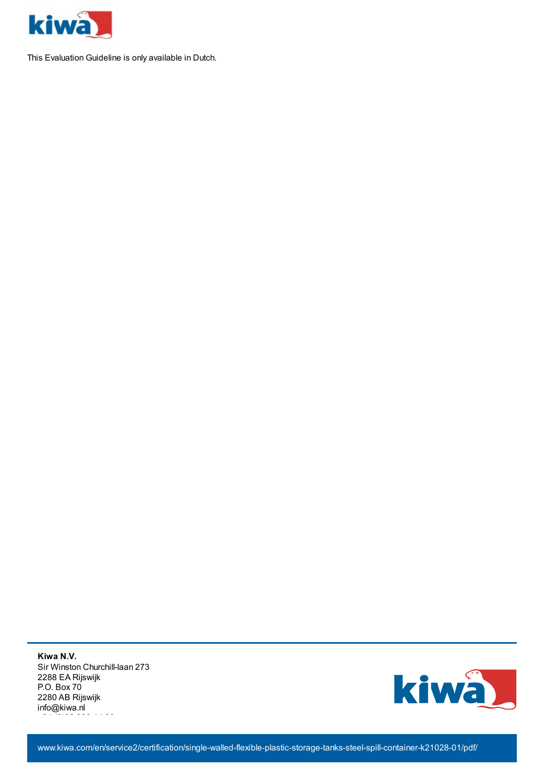This Evaluation Guideline is only available in Dutch.

**Kiwa N.V.**
Sir Winston Churchill-laan 273
2288 EA Rijswijk
P.O. Box 70
2280 AB Rijswijk
info@kiwa.nl

www.kiwa.com/en/service2/certification/single-walled-flexible-plastic-storage-tanks-steel-spill-container-k21028-01/pdf/